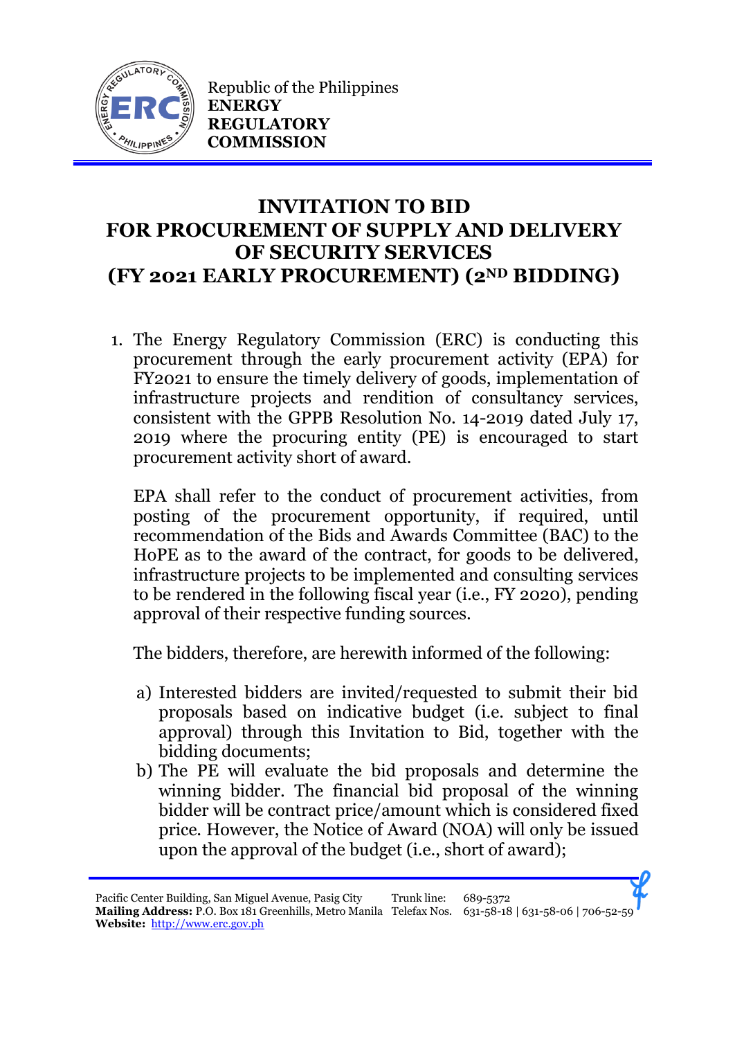Republic of the Philippines
**ENERGY REGULATORY COMMISSION**

# INVITATION TO BID FOR PROCUREMENT OF SUPPLY AND DELIVERY OF SECURITY SERVICES (FY 2021 EARLY PROCUREMENT) (2ND BIDDING)

1. The Energy Regulatory Commission (ERC) is conducting this procurement through the early procurement activity (EPA) for FY2021 to ensure the timely delivery of goods, implementation of infrastructure projects and rendition of consultancy services, consistent with the GPPB Resolution No. 14-2019 dated July 17, 2019 where the procuring entity (PE) is encouraged to start procurement activity short of award.

   EPA shall refer to the conduct of procurement activities, from posting of the procurement opportunity, if required, until recommendation of the Bids and Awards Committee (BAC) to the HoPE as to the award of the contract, for goods to be delivered, infrastructure projects to be implemented and consulting services to be rendered in the following fiscal year (i.e., FY 2020), pending approval of their respective funding sources.

   The bidders, therefore, are herewith informed of the following:

   a) Interested bidders are invited/requested to submit their bid proposals based on indicative budget (i.e. subject to final approval) through this Invitation to Bid, together with the bidding documents;
   b) The PE will evaluate the bid proposals and determine the winning bidder. The financial bid proposal of the winning bidder will be contract price/amount which is considered fixed price. However, the Notice of Award (NOA) will only be issued upon the approval of the budget (i.e., short of award);

Pacific Center Building, San Miguel Avenue, Pasig City
**Mailing Address:** P.O. Box 181 Greenhills, Metro Manila
**Website:** http://www.erc.gov.ph
Trunk line: 689-5372
Telefax Nos. 631-58-18 | 631-58-06 | 706-52-59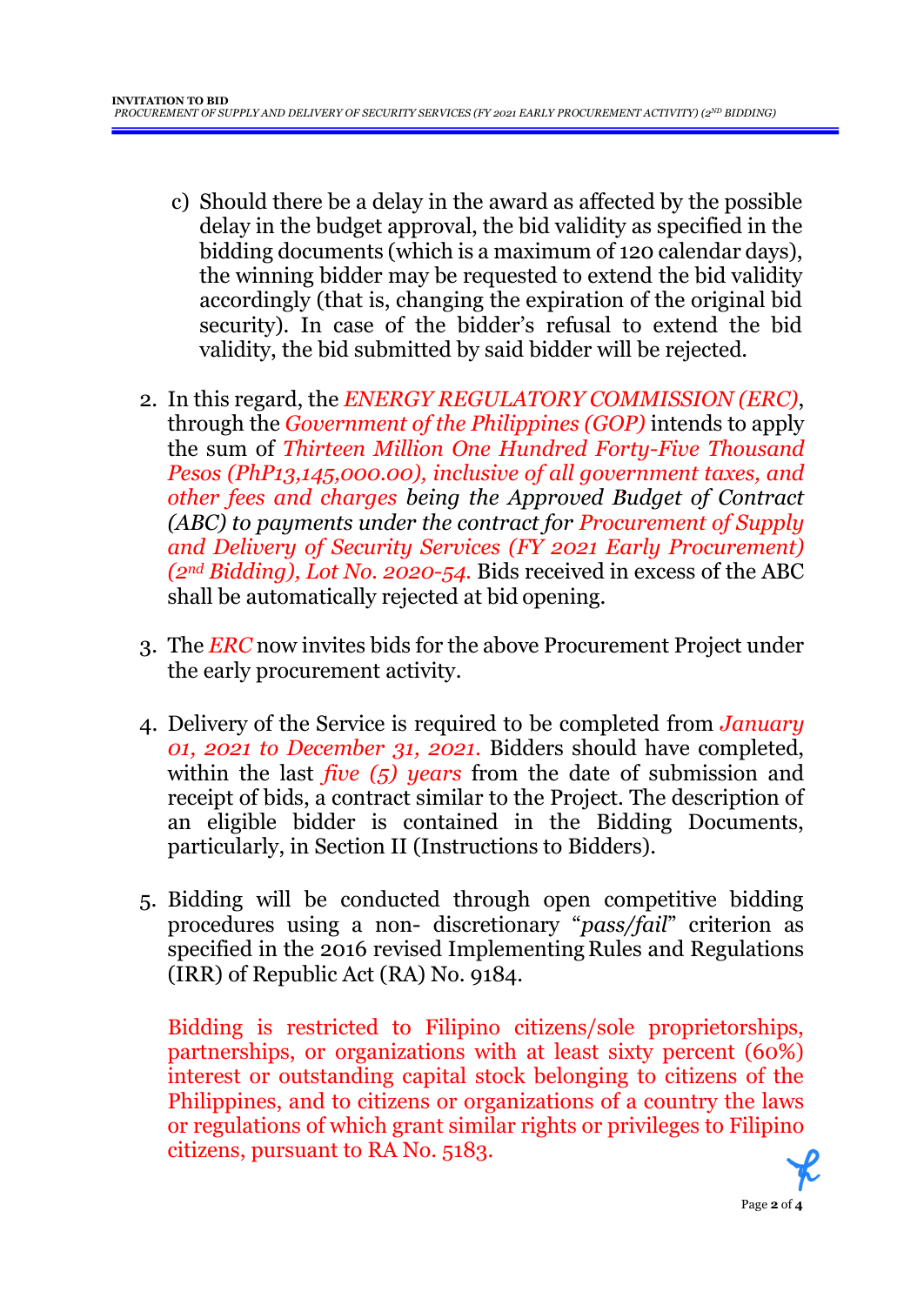c) Should there be a delay in the award as affected by the possible delay in the budget approval, the bid validity as specified in the bidding documents (which is a maximum of 120 calendar days), the winning bidder may be requested to extend the bid validity accordingly (that is, changing the expiration of the original bid security). In case of the bidder's refusal to extend the bid validity, the bid submitted by said bidder will be rejected.

2. In this regard, the *ENERGY REGULATORY COMMISSION (ERC)*, through the *Government of the Philippines (GOP)* intends to apply the sum of *Thirteen Million One Hundred Forty-Five Thousand Pesos (PhP13,145,000.00), inclusive of all government taxes, and other fees and charges being the Approved Budget of Contract (ABC) to payments under the contract for Procurement of Supply and Delivery of Security Services (FY 2021 Early Procurement) (2nd Bidding), Lot No. 2020-54.* Bids received in excess of the ABC shall be automatically rejected at bid opening.

3. The *ERC* now invites bids for the above Procurement Project under the early procurement activity.

4. Delivery of the Service is required to be completed from *January 01, 2021 to December 31, 2021.* Bidders should have completed, within the last *five (5) years* from the date of submission and receipt of bids, a contract similar to the Project. The description of an eligible bidder is contained in the Bidding Documents, particularly, in Section II (Instructions to Bidders).

5. Bidding will be conducted through open competitive bidding procedures using a non- discretionary "*pass/fail*" criterion as specified in the 2016 revised Implementing Rules and Regulations (IRR) of Republic Act (RA) No. 9184.

   Bidding is restricted to Filipino citizens/sole proprietorships, partnerships, or organizations with at least sixty percent (60%) interest or outstanding capital stock belonging to citizens of the Philippines, and to citizens or organizations of a country the laws or regulations of which grant similar rights or privileges to Filipino citizens, pursuant to RA No. 5183.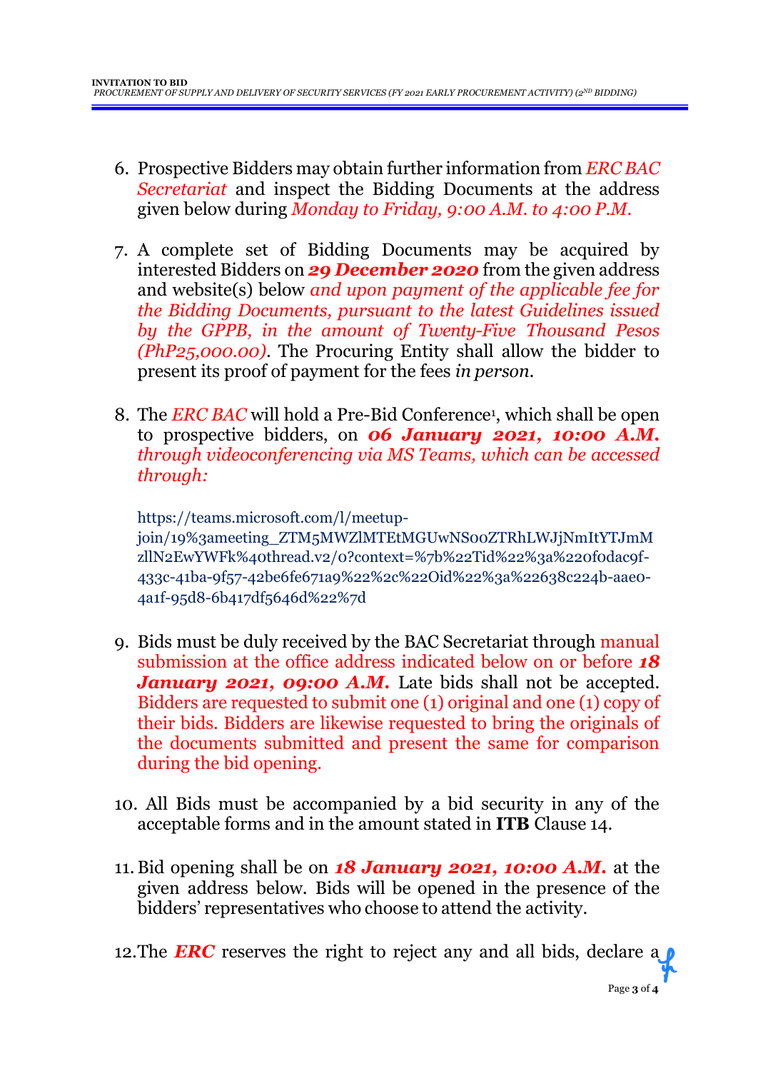6. Prospective Bidders may obtain further information from *ERC BAC Secretariat* and inspect the Bidding Documents at the address given below during *Monday to Friday, 9:00 A.M. to 4:00 P.M.*

7. A complete set of Bidding Documents may be acquired by interested Bidders on ***29 December 2020*** from the given address and website(s) below *and upon payment of the applicable fee for the Bidding Documents, pursuant to the latest Guidelines issued by the GPPB, in the amount of Twenty-Five Thousand Pesos (PhP25,000.00)*. The Procuring Entity shall allow the bidder to present its proof of payment for the fees *in person*.

8. The *ERC BAC* will hold a Pre-Bid Conference[1], which shall be open to prospective bidders, on ***06 January 2021, 10:00 A.M.*** *through videoconferencing via MS Teams, which can be accessed through:*

   https://teams.microsoft.com/l/meetup-join/19%3ameeting_ZTM5MWZlMTEtMGUwNS00ZTRhLWJjNmItYTJmMzllN2EwYWFk%40thread.v2/0?context=%7b%22Tid%22%3a%220f0dac9f-433c-41ba-9f57-42be6fe671a9%22%2c%22Oid%22%3a%22638c224b-aae0-4a1f-95d8-6b417df5646d%22%7d

9. Bids must be duly received by the BAC Secretariat through manual submission at the office address indicated below on or before ***18 January 2021, 09:00 A.M.*** Late bids shall not be accepted. Bidders are requested to submit one (1) original and one (1) copy of their bids. Bidders are likewise requested to bring the originals of the documents submitted and present the same for comparison during the bid opening.

10. All Bids must be accompanied by a bid security in any of the acceptable forms and in the amount stated in **ITB** Clause 14.

11. Bid opening shall be on ***18 January 2021, 10:00 A.M.*** at the given address below. Bids will be opened in the presence of the bidders' representatives who choose to attend the activity.

12. The ***ERC*** reserves the right to reject any and all bids, declare a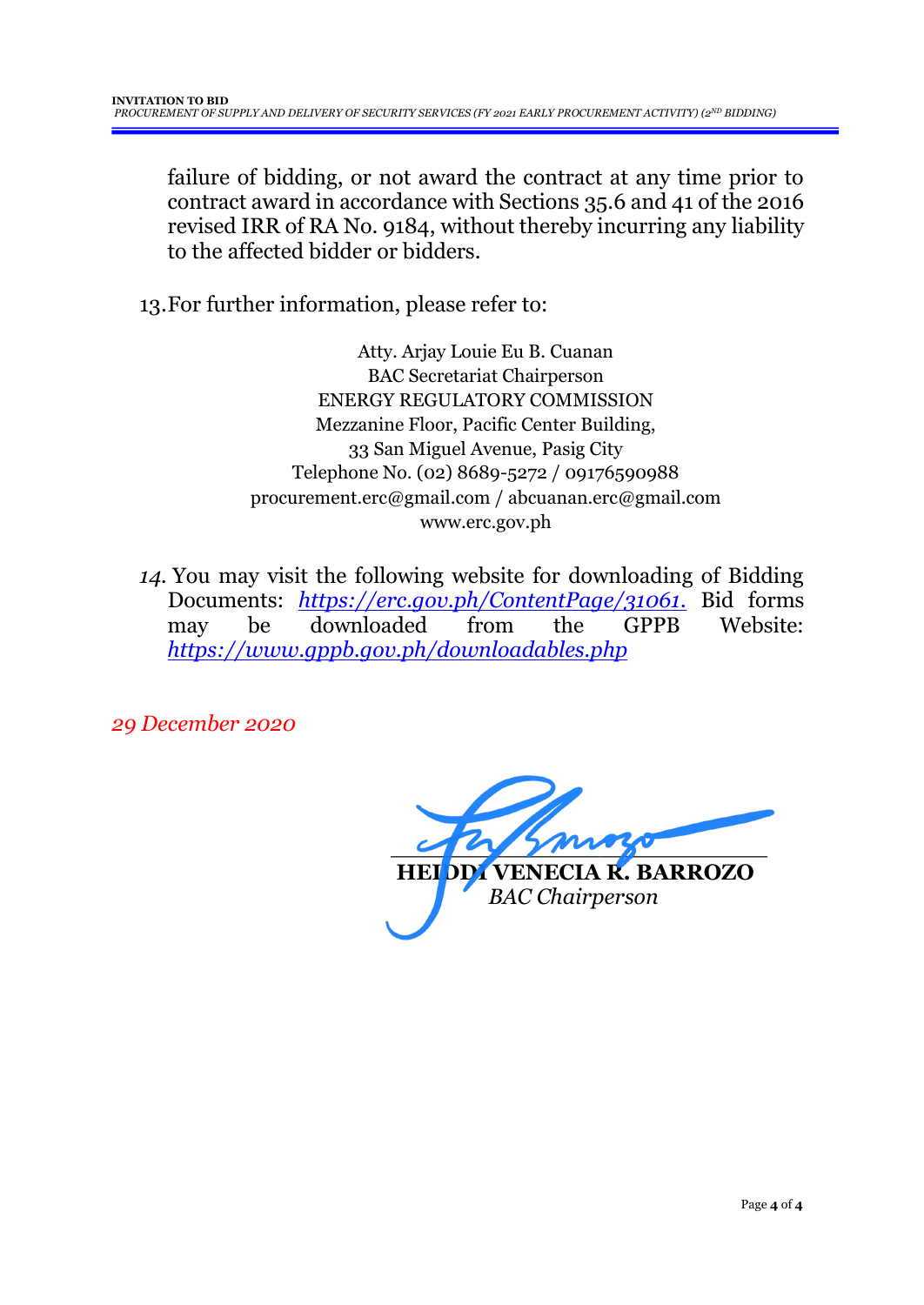failure of bidding, or not award the contract at any time prior to contract award in accordance with Sections 35.6 and 41 of the 2016 revised IRR of RA No. 9184, without thereby incurring any liability to the affected bidder or bidders.

13. For further information, please refer to:

Atty. Arjay Louie Eu B. Cuanan
BAC Secretariat Chairperson
ENERGY REGULATORY COMMISSION
Mezzanine Floor, Pacific Center Building,
33 San Miguel Avenue, Pasig City
Telephone No. (02) 8689-5272 / 09176590988
procurement.erc@gmail.com / abcuanan.erc@gmail.com
www.erc.gov.ph

*14.* You may visit the following website for downloading of Bidding Documents: *https://erc.gov.ph/ContentPage/31061.* Bid forms may be downloaded from the GPPB Website: *https://www.gppb.gov.ph/downloadables.php*

*29 December 2020*

**HEIDDI VENECIA R. BARROZO**
*BAC Chairperson*